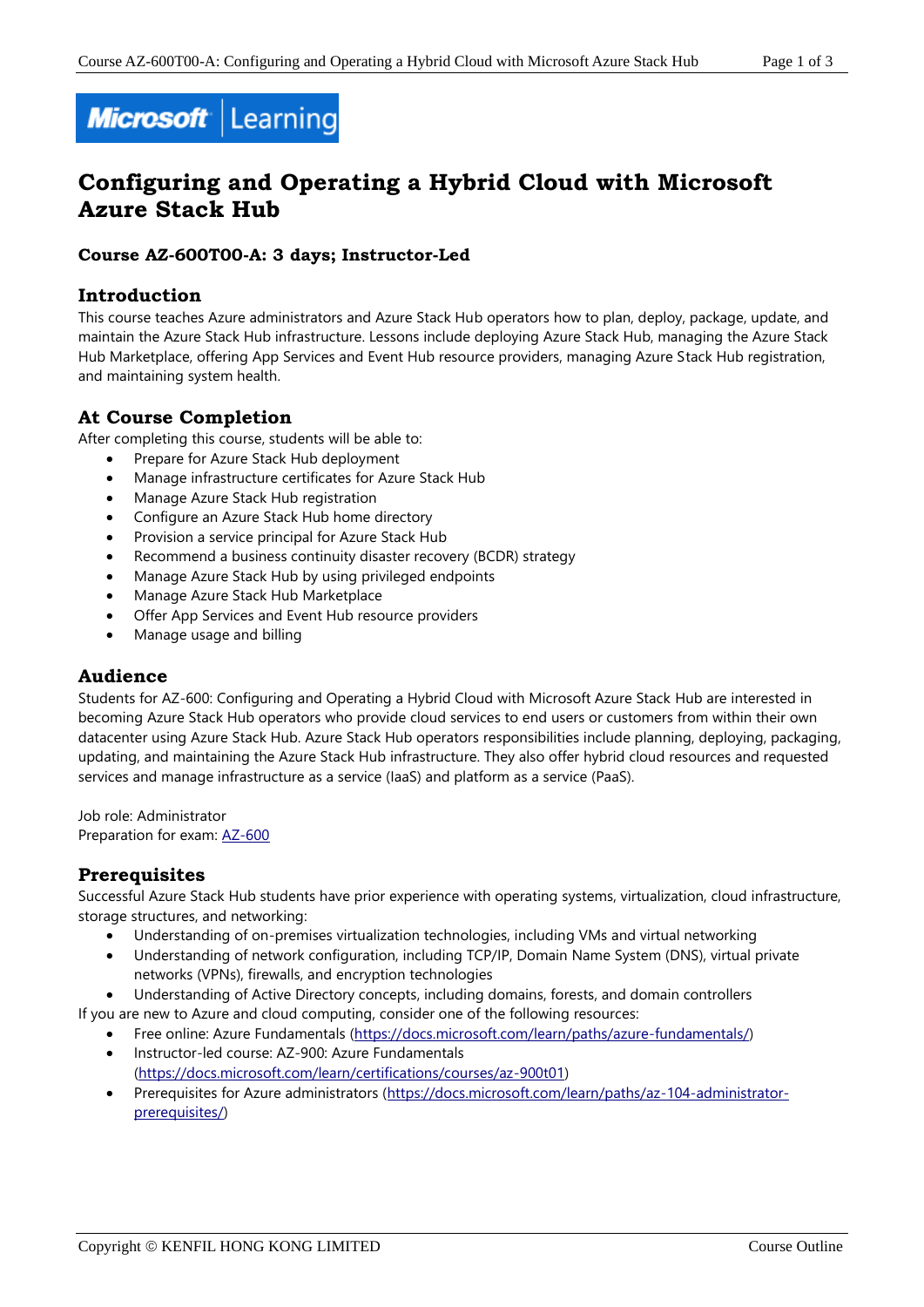# Configuring and Operating a Hybrid Cloud with Microsoft Azure Stack Hub

### Course AZ-600T00-A: 3 days; Instructor-Led

## Introduction

This course teaches Azure administrators and Azure Stack Hub operators how to plan, deploy, package, update, and maintain the Azure Stack Hub infrastructure. Lessons include deploying Azure Stack Hub, managing the Azure Stack Hub Marketplace, offering App Services and Event Hub resource providers, managing Azure Stack Hub registration, and maintaining system health.

## At Course Completion

After completing this course, students will be able to:

- Prepare for Azure Stack Hub deployment
- Manage infrastructure certificates for Azure Stack Hub
- Manage Azure Stack Hub registration
- Configure an Azure Stack Hub home directory
- Provision a service principal for Azure Stack Hub
- Recommend a business continuity disaster recovery (BCDR) strategy
- Manage Azure Stack Hub by using privileged endpoints
- Manage Azure Stack Hub Marketplace
- Offer App Services and Event Hub resource providers
- Manage usage and billing

## Audience

Students for AZ-600: Configuring and Operating a Hybrid Cloud with Microsoft Azure Stack Hub are interested in becoming Azure Stack Hub operators who provide cloud services to end users or customers from within their own datacenter using Azure Stack Hub. Azure Stack Hub operators responsibilities include planning, deploying, packaging, updating, and maintaining the Azure Stack Hub infrastructure. They also offer hybrid cloud resources and requested services and manage infrastructure as a service (IaaS) and platform as a service (PaaS).

Job role: Administrator
Preparation for exam: AZ-600

## Prerequisites

Successful Azure Stack Hub students have prior experience with operating systems, virtualization, cloud infrastructure, storage structures, and networking:

- Understanding of on-premises virtualization technologies, including VMs and virtual networking
- Understanding of network configuration, including TCP/IP, Domain Name System (DNS), virtual private networks (VPNs), firewalls, and encryption technologies
- Understanding of Active Directory concepts, including domains, forests, and domain controllers

If you are new to Azure and cloud computing, consider one of the following resources:

- Free online: Azure Fundamentals (https://docs.microsoft.com/learn/paths/azure-fundamentals/)
- Instructor-led course: AZ-900: Azure Fundamentals (https://docs.microsoft.com/learn/certifications/courses/az-900t01)
- Prerequisites for Azure administrators (https://docs.microsoft.com/learn/paths/az-104-administrator-prerequisites/)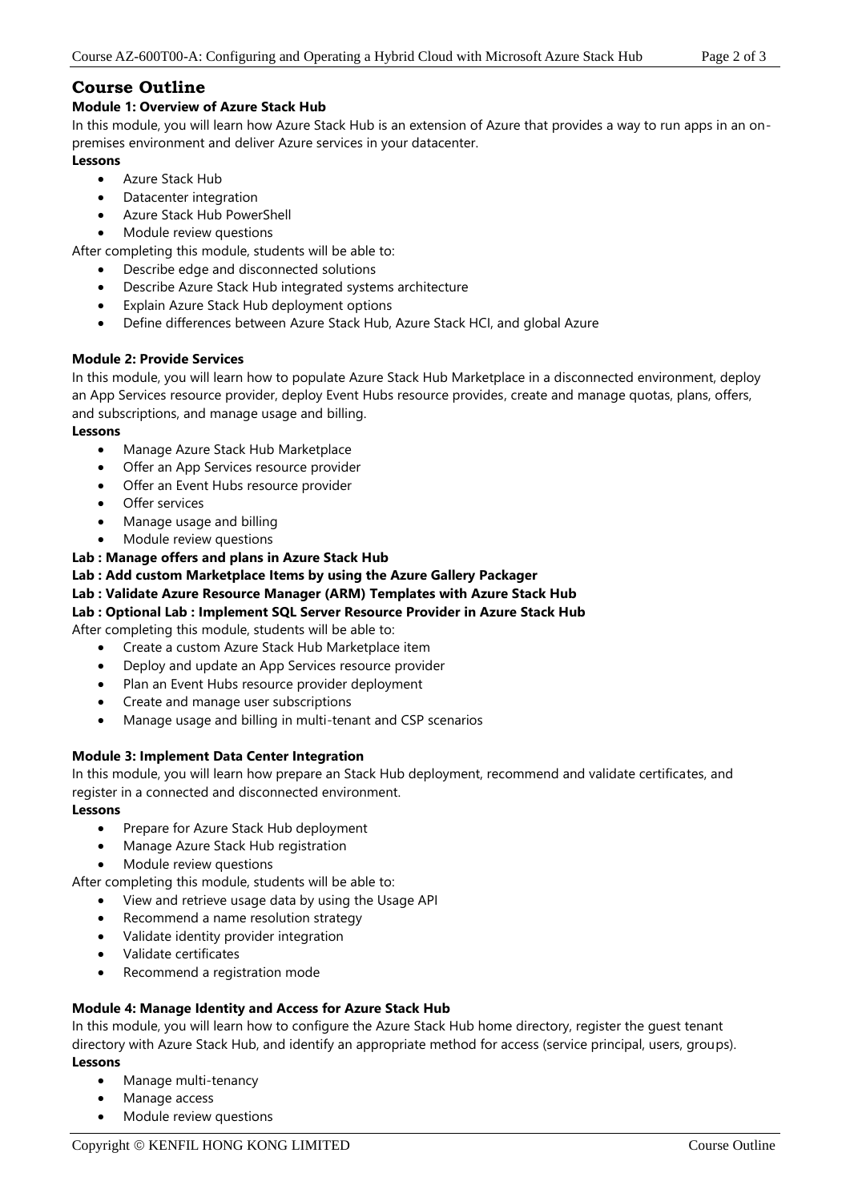## Course Outline

### Module 1: Overview of Azure Stack Hub

In this module, you will learn how Azure Stack Hub is an extension of Azure that provides a way to run apps in an on-premises environment and deliver Azure services in your datacenter.

**Lessons**

- Azure Stack Hub
- Datacenter integration
- Azure Stack Hub PowerShell
- Module review questions

After completing this module, students will be able to:

- Describe edge and disconnected solutions
- Describe Azure Stack Hub integrated systems architecture
- Explain Azure Stack Hub deployment options
- Define differences between Azure Stack Hub, Azure Stack HCI, and global Azure

### Module 2: Provide Services

In this module, you will learn how to populate Azure Stack Hub Marketplace in a disconnected environment, deploy an App Services resource provider, deploy Event Hubs resource provides, create and manage quotas, plans, offers, and subscriptions, and manage usage and billing.

**Lessons**

- Manage Azure Stack Hub Marketplace
- Offer an App Services resource provider
- Offer an Event Hubs resource provider
- Offer services
- Manage usage and billing
- Module review questions

**Lab : Manage offers and plans in Azure Stack Hub**
**Lab : Add custom Marketplace Items by using the Azure Gallery Packager**
**Lab : Validate Azure Resource Manager (ARM) Templates with Azure Stack Hub**
**Lab : Optional Lab : Implement SQL Server Resource Provider in Azure Stack Hub**

After completing this module, students will be able to:

- Create a custom Azure Stack Hub Marketplace item
- Deploy and update an App Services resource provider
- Plan an Event Hubs resource provider deployment
- Create and manage user subscriptions
- Manage usage and billing in multi-tenant and CSP scenarios

### Module 3: Implement Data Center Integration

In this module, you will learn how prepare an Stack Hub deployment, recommend and validate certificates, and register in a connected and disconnected environment.

**Lessons**

- Prepare for Azure Stack Hub deployment
- Manage Azure Stack Hub registration
- Module review questions

After completing this module, students will be able to:

- View and retrieve usage data by using the Usage API
- Recommend a name resolution strategy
- Validate identity provider integration
- Validate certificates
- Recommend a registration mode

### Module 4: Manage Identity and Access for Azure Stack Hub

In this module, you will learn how to configure the Azure Stack Hub home directory, register the guest tenant directory with Azure Stack Hub, and identify an appropriate method for access (service principal, users, groups).

**Lessons**

- Manage multi-tenancy
- Manage access
- Module review questions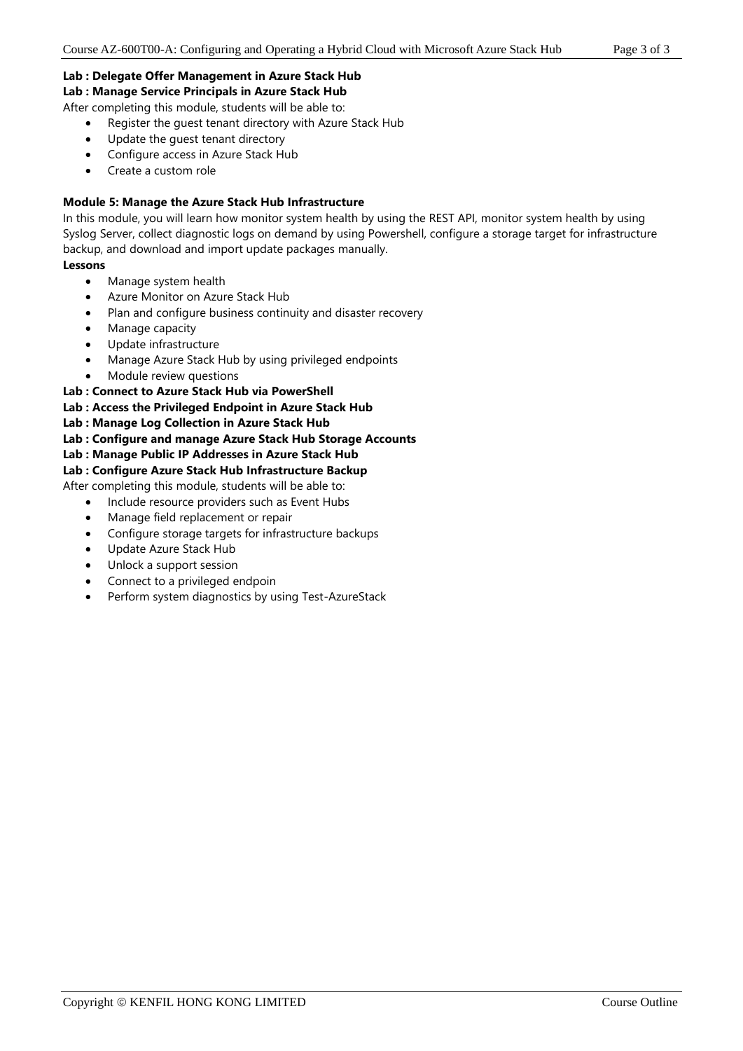**Lab : Delegate Offer Management in Azure Stack Hub**

**Lab : Manage Service Principals in Azure Stack Hub**

After completing this module, students will be able to:

- Register the guest tenant directory with Azure Stack Hub
- Update the guest tenant directory
- Configure access in Azure Stack Hub
- Create a custom role

**Module 5: Manage the Azure Stack Hub Infrastructure**

In this module, you will learn how monitor system health by using the REST API, monitor system health by using Syslog Server, collect diagnostic logs on demand by using Powershell, configure a storage target for infrastructure backup, and download and import update packages manually.

**Lessons**

- Manage system health
- Azure Monitor on Azure Stack Hub
- Plan and configure business continuity and disaster recovery
- Manage capacity
- Update infrastructure
- Manage Azure Stack Hub by using privileged endpoints
- Module review questions

**Lab : Connect to Azure Stack Hub via PowerShell**

**Lab : Access the Privileged Endpoint in Azure Stack Hub**

**Lab : Manage Log Collection in Azure Stack Hub**

**Lab : Configure and manage Azure Stack Hub Storage Accounts**

**Lab : Manage Public IP Addresses in Azure Stack Hub**

**Lab : Configure Azure Stack Hub Infrastructure Backup**

After completing this module, students will be able to:

- Include resource providers such as Event Hubs
- Manage field replacement or repair
- Configure storage targets for infrastructure backups
- Update Azure Stack Hub
- Unlock a support session
- Connect to a privileged endpoin
- Perform system diagnostics by using Test-AzureStack